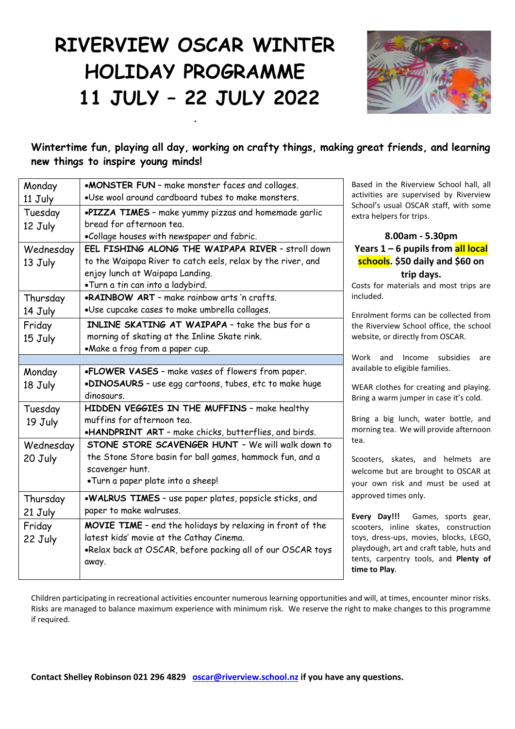# RIVERVIEW OSCAR WINTER HOLIDAY PROGRAMME 11 JULY – 22 JULY 2022

**Wintertime fun, playing all day, working on crafty things, making great friends, and learning new things to inspire young minds!**

| | |
|---|---|
| Monday 11 July | •**MONSTER FUN** – make monster faces and collages. •Use wool around cardboard tubes to make monsters. |
| Tuesday 12 July | •**PIZZA TIMES** – make yummy pizzas and homemade garlic bread for afternoon tea. •Collage houses with newspaper and fabric. |
| Wednesday 13 July | **EEL FISHING ALONG THE WAIPAPA RIVER** – stroll down to the Waipapa River to catch eels, relax by the river, and enjoy lunch at Waipapa Landing. •Turn a tin can into a ladybird. |
| Thursday 14 July | •**RAINBOW ART** – make rainbow arts 'n crafts. •Use cupcake cases to make umbrella collages. |
| Friday 15 July | **INLINE SKATING AT WAIPAPA** – take the bus for a morning of skating at the Inline Skate rink. •Make a frog from a paper cup. |
| | |
| Monday 18 July | •**FLOWER VASES** – make vases of flowers from paper. •**DINOSAURS** – use egg cartons, tubes, etc to make huge dinosaurs. |
| Tuesday 19 July | **HIDDEN VEGGIES IN THE MUFFINS** – make healthy muffins for afternoon tea. •**HANDPRINT ART** – make chicks, butterflies, and birds. |
| Wednesday 20 July | **STONE STORE SCAVENGER HUNT** – We will walk down to the Stone Store basin for ball games, hammock fun, and a scavenger hunt. •Turn a paper plate into a sheep! |
| Thursday 21 July | •**WALRUS TIMES** – use paper plates, popsicle sticks, and paper to make walruses. |
| Friday 22 July | **MOVIE TIME** – end the holidays by relaxing in front of the latest kids' movie at the Cathay Cinema. •Relax back at OSCAR, before packing all of our OSCAR toys away. |

Based in the Riverview School hall, all activities are supervised by Riverview School's usual OSCAR staff, with some extra helpers for trips.

**8.00am - 5.30pm**
**Years 1 – 6 pupils from all local schools. $50 daily and $60 on trip days.**

Costs for materials and most trips are included.

Enrolment forms can be collected from the Riverview School office, the school website, or directly from OSCAR.

Work and Income subsidies are available to eligible families.

WEAR clothes for creating and playing. Bring a warm jumper in case it's cold.

Bring a big lunch, water bottle, and morning tea. We will provide afternoon tea.

Scooters, skates, and helmets are welcome but are brought to OSCAR at your own risk and must be used at approved times only.

**Every Day!!!** Games, sports gear, scooters, inline skates, construction toys, dress-ups, movies, blocks, LEGO, playdough, art and craft table, huts and tents, carpentry tools, and **Plenty of time to Play**.

Children participating in recreational activities encounter numerous learning opportunities and will, at times, encounter minor risks. Risks are managed to balance maximum experience with minimum risk. We reserve the right to make changes to this programme if required.

**Contact Shelley Robinson 021 296 4829 [oscar@riverview.school.nz](mailto:oscar@riverview.school.nz) if you have any questions.**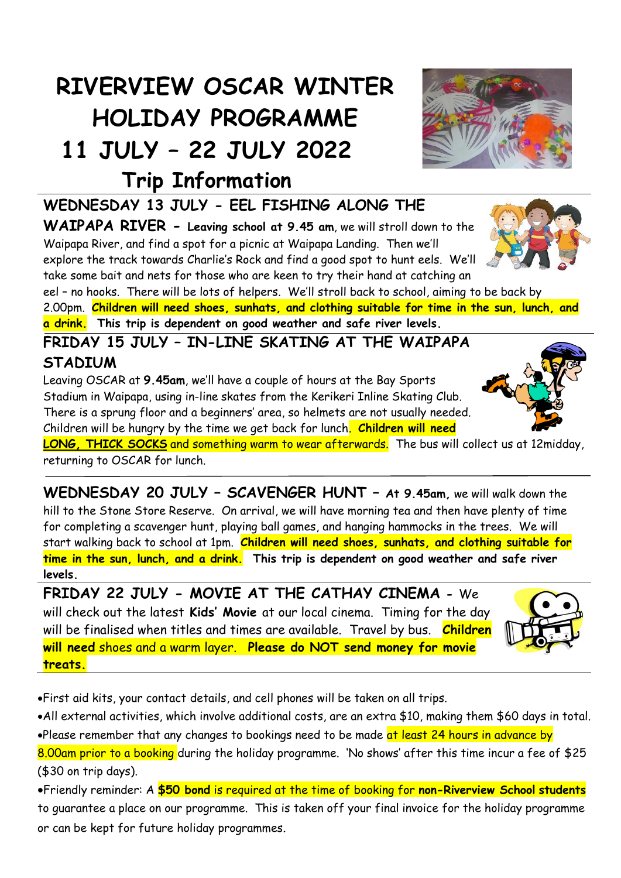# RIVERVIEW OSCAR WINTER HOLIDAY PROGRAMME

# 11 JULY – 22 JULY 2022

## Trip Information

**WEDNESDAY 13 JULY - EEL FISHING ALONG THE WAIPAPA RIVER - Leaving school at 9.45 am**, we will stroll down to the Waipapa River, and find a spot for a picnic at Waipapa Landing. Then we'll explore the track towards Charlie's Rock and find a good spot to hunt eels. We'll take some bait and nets for those who are keen to try their hand at catching an eel – no hooks. There will be lots of helpers. We'll stroll back to school, aiming to be back by 2.00pm. **Children will need shoes, sunhats, and clothing suitable for time in the sun, lunch, and a drink. This trip is dependent on good weather and safe river levels.**

**FRIDAY 15 JULY – IN-LINE SKATING AT THE WAIPAPA STADIUM**

Leaving OSCAR at **9.45am**, we'll have a couple of hours at the Bay Sports Stadium in Waipapa, using in-line skates from the Kerikeri Inline Skating Club. There is a sprung floor and a beginners' area, so helmets are not usually needed. Children will be hungry by the time we get back for lunch. **Children will need LONG, THICK SOCKS** and something warm to wear afterwards. The bus will collect us at 12midday, returning to OSCAR for lunch.

**WEDNESDAY 20 JULY – SCAVENGER HUNT – At 9.45am,** we will walk down the hill to the Stone Store Reserve. On arrival, we will have morning tea and then have plenty of time for completing a scavenger hunt, playing ball games, and hanging hammocks in the trees. We will start walking back to school at 1pm. **Children will need shoes, sunhats, and clothing suitable for time in the sun, lunch, and a drink. This trip is dependent on good weather and safe river levels.**

**FRIDAY 22 JULY - MOVIE AT THE CATHAY CINEMA** - We will check out the latest **Kids' Movie** at our local cinema. Timing for the day will be finalised when titles and times are available. Travel by bus. **Children will need** shoes and a warm layer. **Please do NOT send money for movie treats.**

- First aid kits, your contact details, and cell phones will be taken on all trips.
- All external activities, which involve additional costs, are an extra $10, making them $60 days in total.
- Please remember that any changes to bookings need to be made at least 24 hours in advance by 8.00am prior to a booking during the holiday programme. 'No shows' after this time incur a fee of $25 ($30 on trip days).
- Friendly reminder: A **$50 bond** is required at the time of booking for **non-Riverview School students** to guarantee a place on our programme. This is taken off your final invoice for the holiday programme or can be kept for future holiday programmes.